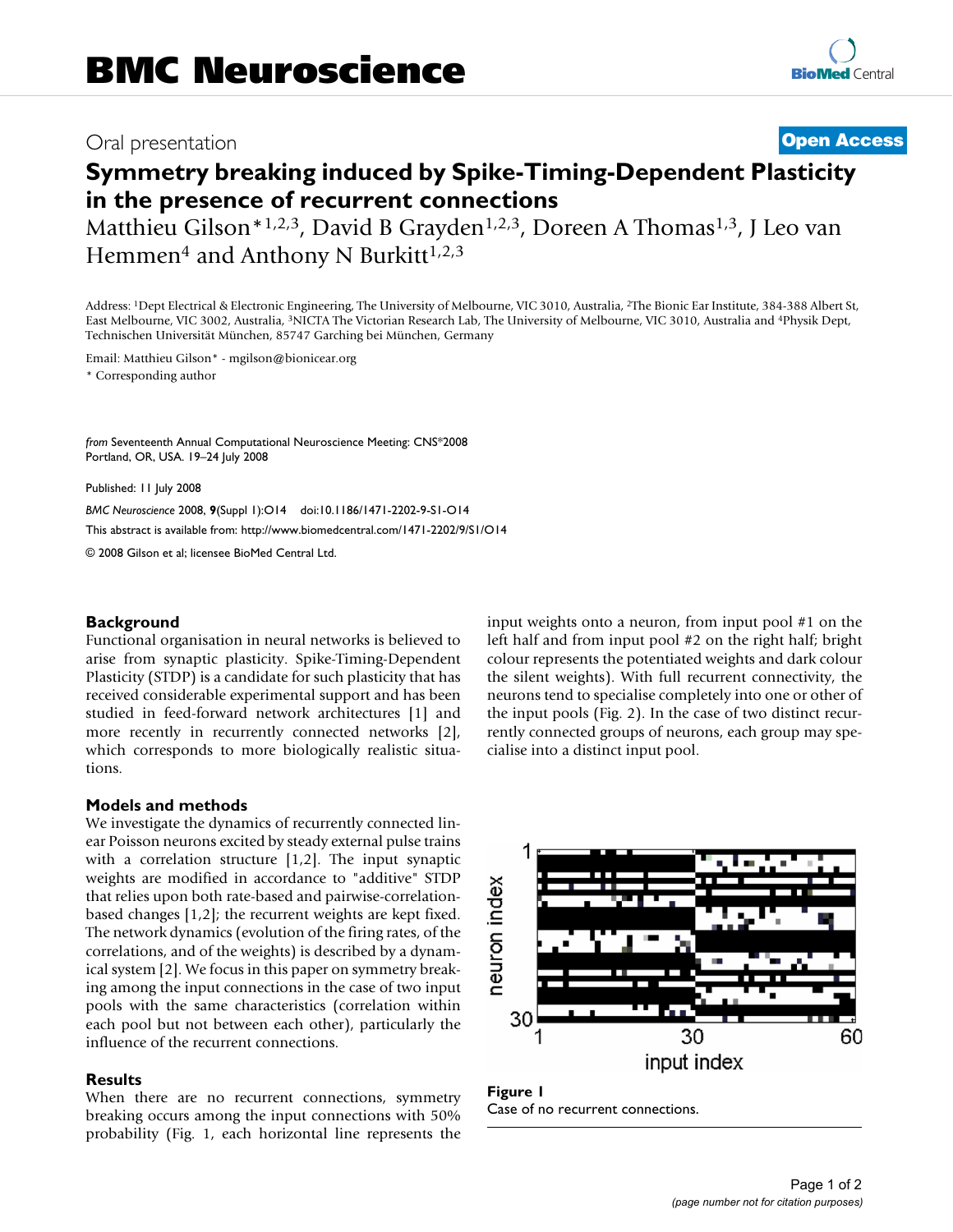# BMC Neuroscience

Oral presentation

**Open Access**

# Symmetry breaking induced by Spike-Timing-Dependent Plasticity in the presence of recurrent connections

Matthieu Gilson*[1,2,3], David B Grayden[1,2,3], Doreen A Thomas[1,3], J Leo van Hemmen[4] and Anthony N Burkitt[1,2,3]

Address: [1]Dept Electrical & Electronic Engineering, The University of Melbourne, VIC 3010, Australia, [2]The Bionic Ear Institute, 384-388 Albert St, East Melbourne, VIC 3002, Australia, [3]NICTA The Victorian Research Lab, The University of Melbourne, VIC 3010, Australia and [4]Physik Dept, Technischen Universität München, 85747 Garching bei München, Germany

Email: Matthieu Gilson* - mgilson@bionicear.org

* Corresponding author

*from* Seventeenth Annual Computational Neuroscience Meeting: CNS*2008
Portland, OR, USA. 19–24 July 2008

Published: 11 July 2008

*BMC Neuroscience* 2008, **9**(Suppl 1):O14 doi:10.1186/1471-2202-9-S1-O14

This abstract is available from: http://www.biomedcentral.com/1471-2202/9/S1/O14

© 2008 Gilson et al; licensee BioMed Central Ltd.

## Background

Functional organisation in neural networks is believed to arise from synaptic plasticity. Spike-Timing-Dependent Plasticity (STDP) is a candidate for such plasticity that has received considerable experimental support and has been studied in feed-forward network architectures [1] and more recently in recurrently connected networks [2], which corresponds to more biologically realistic situations.

## Models and methods

We investigate the dynamics of recurrently connected linear Poisson neurons excited by steady external pulse trains with a correlation structure [1,2]. The input synaptic weights are modified in accordance to "additive" STDP that relies upon both rate-based and pairwise-correlation-based changes [1,2]; the recurrent weights are kept fixed. The network dynamics (evolution of the firing rates, of the correlations, and of the weights) is described by a dynamical system [2]. We focus in this paper on symmetry breaking among the input connections in the case of two input pools with the same characteristics (correlation within each pool but not between each other), particularly the influence of the recurrent connections.

## Results

When there are no recurrent connections, symmetry breaking occurs among the input connections with 50% probability (Fig. 1, each horizontal line represents the input weights onto a neuron, from input pool #1 on the left half and from input pool #2 on the right half; bright colour represents the potentiated weights and dark colour the silent weights). With full recurrent connectivity, the neurons tend to specialise completely into one or other of the input pools (Fig. 2). In the case of two distinct recurrently connected groups of neurons, each group may specialise into a distinct input pool.

**Figure 1**
Case of no recurrent connections.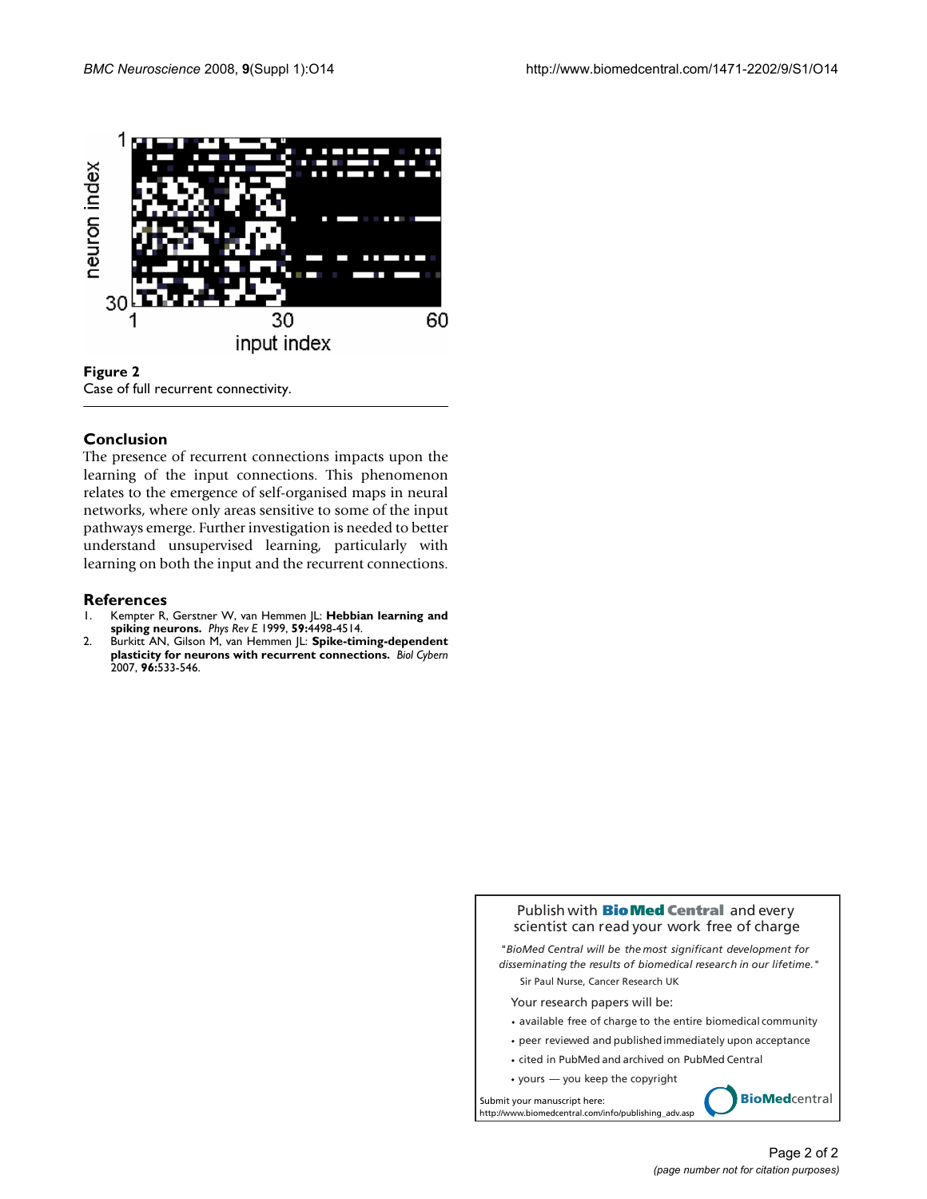neuron index

1

30

1

30

60

input index

Figure 2
Case of full recurrent connectivity.

## Conclusion

The presence of recurrent connections impacts upon the learning of the input connections. This phenomenon relates to the emergence of self-organised maps in neural networks, where only areas sensitive to some of the input pathways emerge. Further investigation is needed to better understand unsupervised learning, particularly with learning on both the input and the recurrent connections.

## References

1. Kempter R, Gerstner W, van Hemmen JL: **Hebbian learning and spiking neurons.** *Phys Rev E* 1999, **59:**4498-4514.
2. Burkitt AN, Gilson M, van Hemmen JL: **Spike-timing-dependent plasticity for neurons with recurrent connections.** *Biol Cybern* 2007, **96:**533-546.

Publish with **BioMed Central** and every scientist can read your work free of charge

*"BioMed Central will be the most significant development for disseminating the results of biomedical research in our lifetime."*

Sir Paul Nurse, Cancer Research UK

Your research papers will be:

- available free of charge to the entire biomedical community
- peer reviewed and published immediately upon acceptance
- cited in PubMed and archived on PubMed Central
- yours — you keep the copyright

Submit your manuscript here:
http://www.biomedcentral.com/info/publishing_adv.asp

BioMedcentral